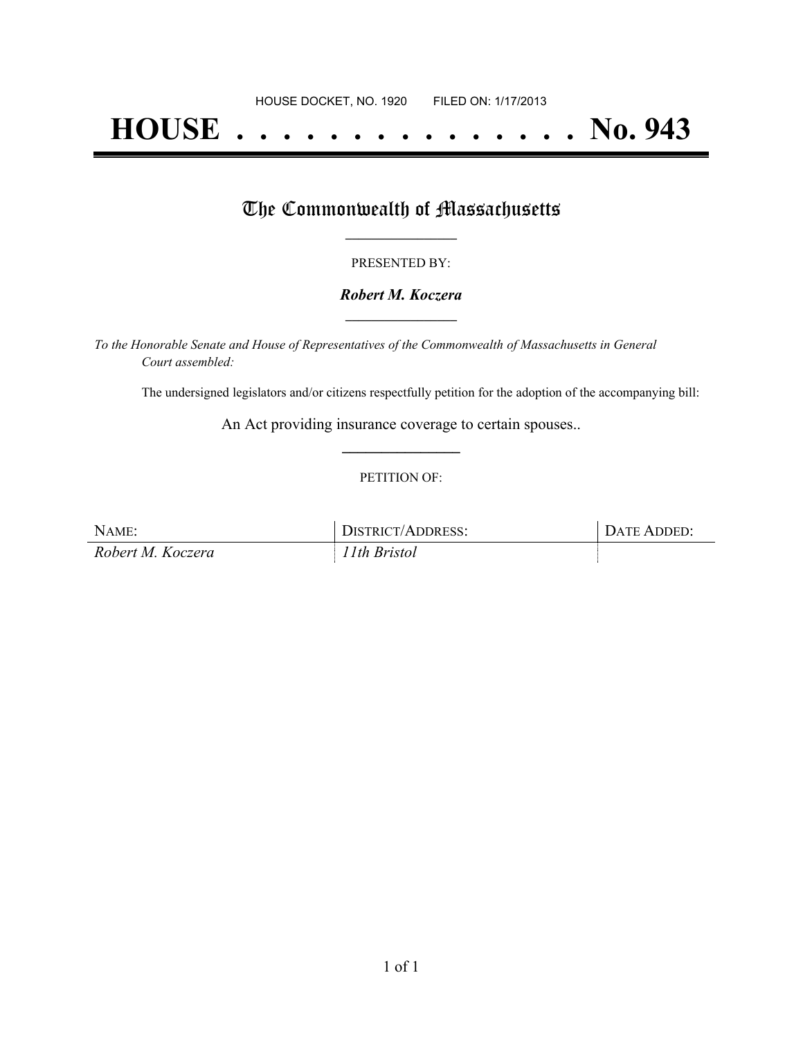HOUSE DOCKET, NO. 1920        FILED ON: 1/17/2013

# HOUSE . . . . . . . . . . . . . . . No. 943

## The Commonwealth of Massachusetts

PRESENTED BY:

***Robert M. Koczera***

*To the Honorable Senate and House of Representatives of the Commonwealth of Massachusetts in General Court assembled:*

The undersigned legislators and/or citizens respectfully petition for the adoption of the accompanying bill:

An Act providing insurance coverage to certain spouses..

PETITION OF:

| NAME: | DISTRICT/ADDRESS: | DATE ADDED: |
| --- | --- | --- |
| *Robert M. Koczera* | *11th Bristol* | |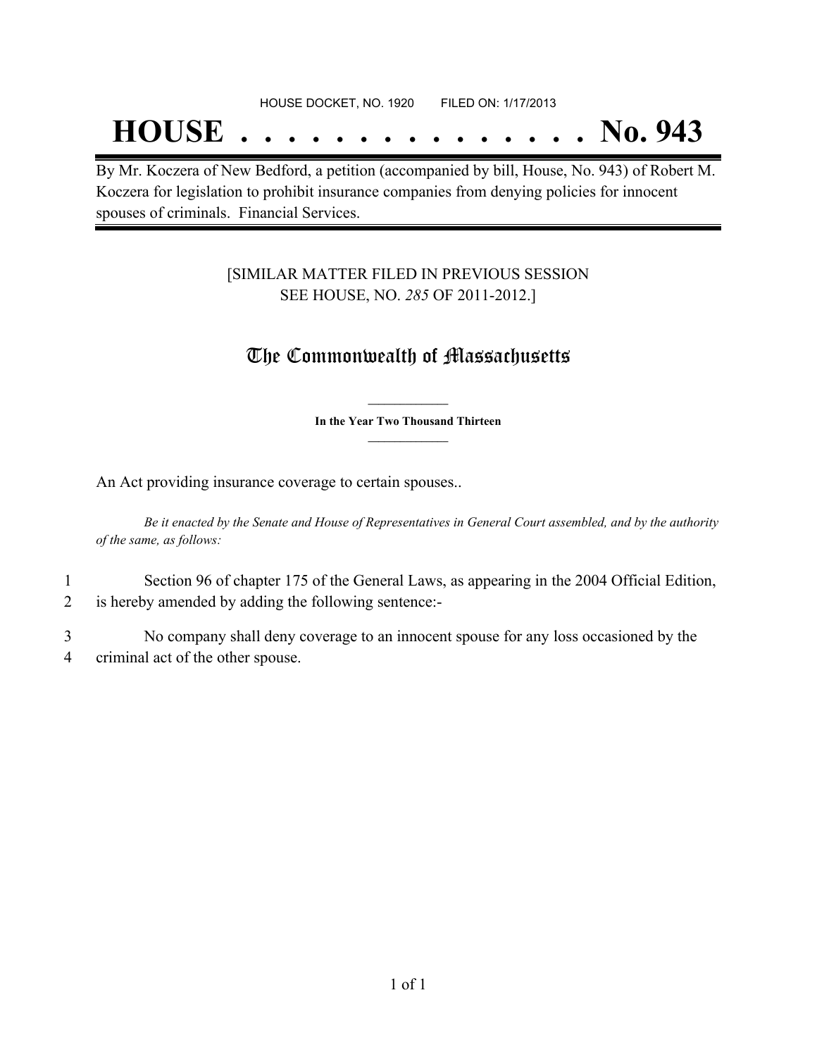HOUSE DOCKET, NO. 1920 FILED ON: 1/17/2013

# HOUSE . . . . . . . . . . . . . . . No. 943

By Mr. Koczera of New Bedford, a petition (accompanied by bill, House, No. 943) of Robert M. Koczera for legislation to prohibit insurance companies from denying policies for innocent spouses of criminals. Financial Services.

[SIMILAR MATTER FILED IN PREVIOUS SESSION
SEE HOUSE, NO. *285* OF 2011-2012.]

## The Commonwealth of Massachusetts

**In the Year Two Thousand Thirteen**

An Act providing insurance coverage to certain spouses..

*Be it enacted by the Senate and House of Representatives in General Court assembled, and by the authority of the same, as follows:*

1 Section 96 of chapter 175 of the General Laws, as appearing in the 2004 Official Edition,
2 is hereby amended by adding the following sentence:-

3 No company shall deny coverage to an innocent spouse for any loss occasioned by the
4 criminal act of the other spouse.